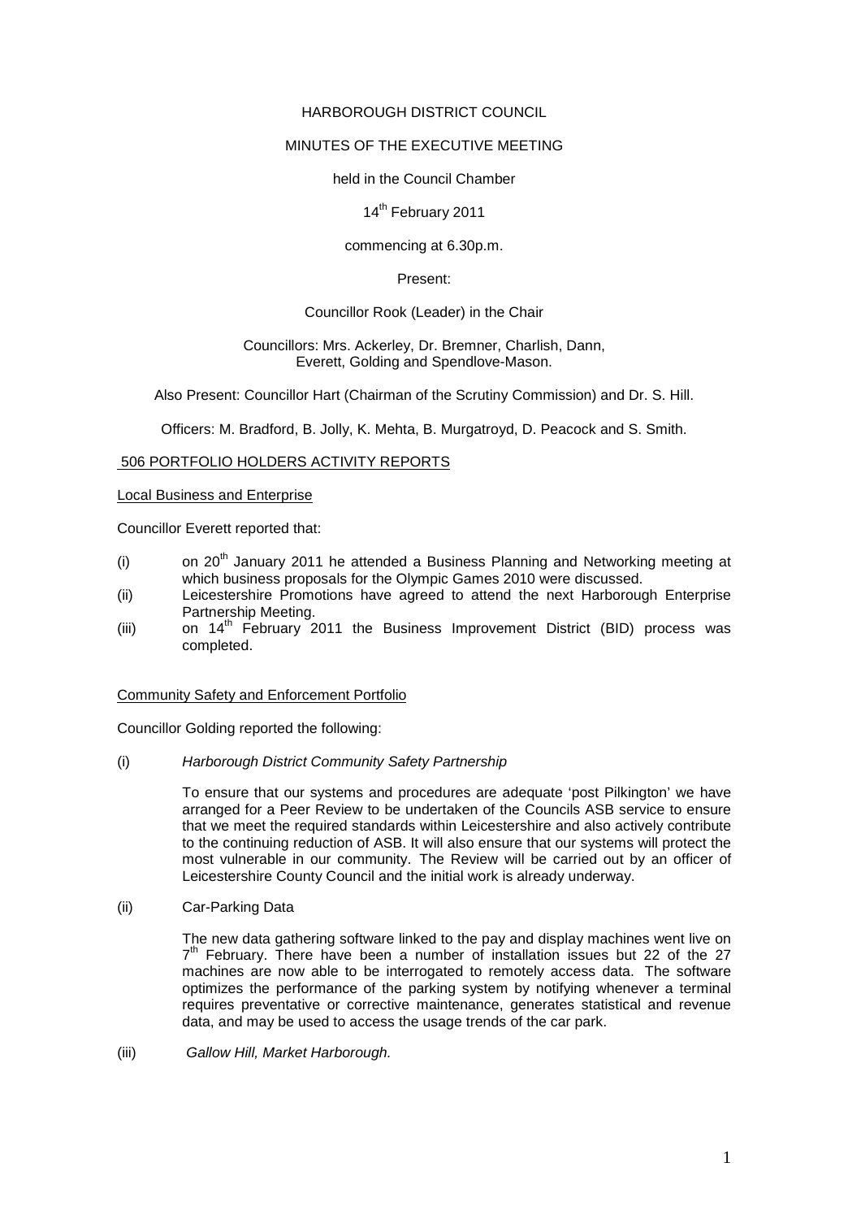HARBOROUGH DISTRICT COUNCIL

MINUTES OF THE EXECUTIVE MEETING

held in the Council Chamber

14th February 2011

commencing at 6.30p.m.

Present:

Councillor Rook (Leader) in the Chair

Councillors: Mrs. Ackerley, Dr. Bremner, Charlish, Dann, Everett, Golding and Spendlove-Mason.

Also Present: Councillor Hart (Chairman of the Scrutiny Commission) and Dr. S. Hill.

Officers: M. Bradford, B. Jolly, K. Mehta, B. Murgatroyd, D. Peacock and S. Smith.

## 506 PORTFOLIO HOLDERS ACTIVITY REPORTS

### Local Business and Enterprise

Councillor Everett reported that:

(i) on 20th January 2011 he attended a Business Planning and Networking meeting at which business proposals for the Olympic Games 2010 were discussed.

(ii) Leicestershire Promotions have agreed to attend the next Harborough Enterprise Partnership Meeting.

(iii) on 14th February 2011 the Business Improvement District (BID) process was completed.

### Community Safety and Enforcement Portfolio

Councillor Golding reported the following:

(i) *Harborough District Community Safety Partnership*

To ensure that our systems and procedures are adequate 'post Pilkington' we have arranged for a Peer Review to be undertaken of the Councils ASB service to ensure that we meet the required standards within Leicestershire and also actively contribute to the continuing reduction of ASB. It will also ensure that our systems will protect the most vulnerable in our community. The Review will be carried out by an officer of Leicestershire County Council and the initial work is already underway.

(ii) Car-Parking Data

The new data gathering software linked to the pay and display machines went live on 7th February. There have been a number of installation issues but 22 of the 27 machines are now able to be interrogated to remotely access data. The software optimizes the performance of the parking system by notifying whenever a terminal requires preventative or corrective maintenance, generates statistical and revenue data, and may be used to access the usage trends of the car park.

(iii) *Gallow Hill, Market Harborough.*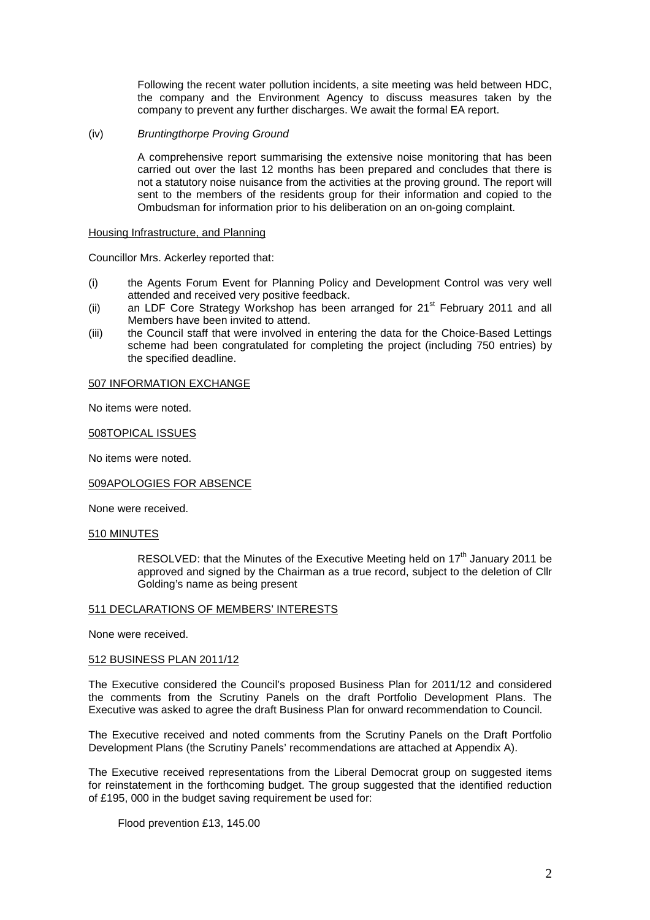Following the recent water pollution incidents, a site meeting was held between HDC, the company and the Environment Agency to discuss measures taken by the company to prevent any further discharges. We await the formal EA report.

(iv) *Bruntingthorpe Proving Ground*

A comprehensive report summarising the extensive noise monitoring that has been carried out over the last 12 months has been prepared and concludes that there is not a statutory noise nuisance from the activities at the proving ground. The report will sent to the members of the residents group for their information and copied to the Ombudsman for information prior to his deliberation on an on-going complaint.

Housing Infrastructure, and Planning

Councillor Mrs. Ackerley reported that:

(i) the Agents Forum Event for Planning Policy and Development Control was very well attended and received very positive feedback.
(ii) an LDF Core Strategy Workshop has been arranged for 21st February 2011 and all Members have been invited to attend.
(iii) the Council staff that were involved in entering the data for the Choice-Based Lettings scheme had been congratulated for completing the project (including 750 entries) by the specified deadline.

## 507 INFORMATION EXCHANGE

No items were noted.

## 508TOPICAL ISSUES

No items were noted.

## 509APOLOGIES FOR ABSENCE

None were received.

## 510 MINUTES

RESOLVED: that the Minutes of the Executive Meeting held on 17th January 2011 be approved and signed by the Chairman as a true record, subject to the deletion of Cllr Golding's name as being present

## 511 DECLARATIONS OF MEMBERS' INTERESTS

None were received.

## 512 BUSINESS PLAN 2011/12

The Executive considered the Council's proposed Business Plan for 2011/12 and considered the comments from the Scrutiny Panels on the draft Portfolio Development Plans. The Executive was asked to agree the draft Business Plan for onward recommendation to Council.

The Executive received and noted comments from the Scrutiny Panels on the Draft Portfolio Development Plans (the Scrutiny Panels' recommendations are attached at Appendix A).

The Executive received representations from the Liberal Democrat group on suggested items for reinstatement in the forthcoming budget. The group suggested that the identified reduction of £195, 000 in the budget saving requirement be used for:

Flood prevention £13, 145.00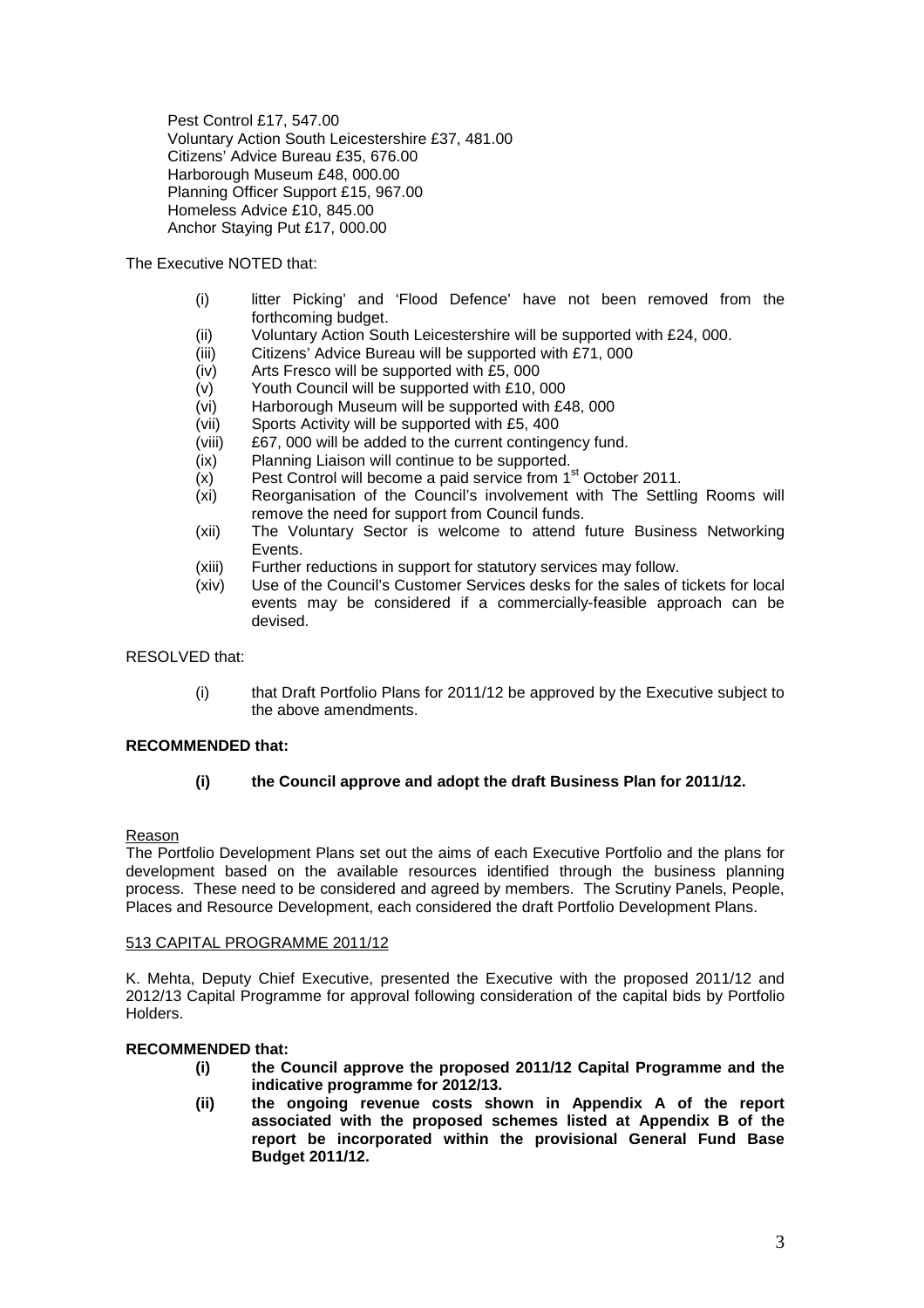Pest Control £17, 547.00
Voluntary Action South Leicestershire £37, 481.00
Citizens' Advice Bureau £35, 676.00
Harborough Museum £48, 000.00
Planning Officer Support £15, 967.00
Homeless Advice £10, 845.00
Anchor Staying Put £17, 000.00

The Executive NOTED that:

- (i) litter Picking' and 'Flood Defence' have not been removed from the forthcoming budget.
- (ii) Voluntary Action South Leicestershire will be supported with £24, 000.
- (iii) Citizens' Advice Bureau will be supported with £71, 000
- (iv) Arts Fresco will be supported with £5, 000
- (v) Youth Council will be supported with £10, 000
- (vi) Harborough Museum will be supported with £48, 000
- (vii) Sports Activity will be supported with £5, 400
- (viii) £67, 000 will be added to the current contingency fund.
- (ix) Planning Liaison will continue to be supported.
- (x) Pest Control will become a paid service from 1st October 2011.
- (xi) Reorganisation of the Council's involvement with The Settling Rooms will remove the need for support from Council funds.
- (xii) The Voluntary Sector is welcome to attend future Business Networking Events.
- (xiii) Further reductions in support for statutory services may follow.
- (xiv) Use of the Council's Customer Services desks for the sales of tickets for local events may be considered if a commercially-feasible approach can be devised.

RESOLVED that:

- (i) that Draft Portfolio Plans for 2011/12 be approved by the Executive subject to the above amendments.

**RECOMMENDED that:**

- **(i) the Council approve and adopt the draft Business Plan for 2011/12.**

Reason
The Portfolio Development Plans set out the aims of each Executive Portfolio and the plans for development based on the available resources identified through the business planning process. These need to be considered and agreed by members. The Scrutiny Panels, People, Places and Resource Development, each considered the draft Portfolio Development Plans.

513 CAPITAL PROGRAMME 2011/12

K. Mehta, Deputy Chief Executive, presented the Executive with the proposed 2011/12 and 2012/13 Capital Programme for approval following consideration of the capital bids by Portfolio Holders.

**RECOMMENDED that:**

- **(i) the Council approve the proposed 2011/12 Capital Programme and the indicative programme for 2012/13.**
- **(ii) the ongoing revenue costs shown in Appendix A of the report associated with the proposed schemes listed at Appendix B of the report be incorporated within the provisional General Fund Base Budget 2011/12.**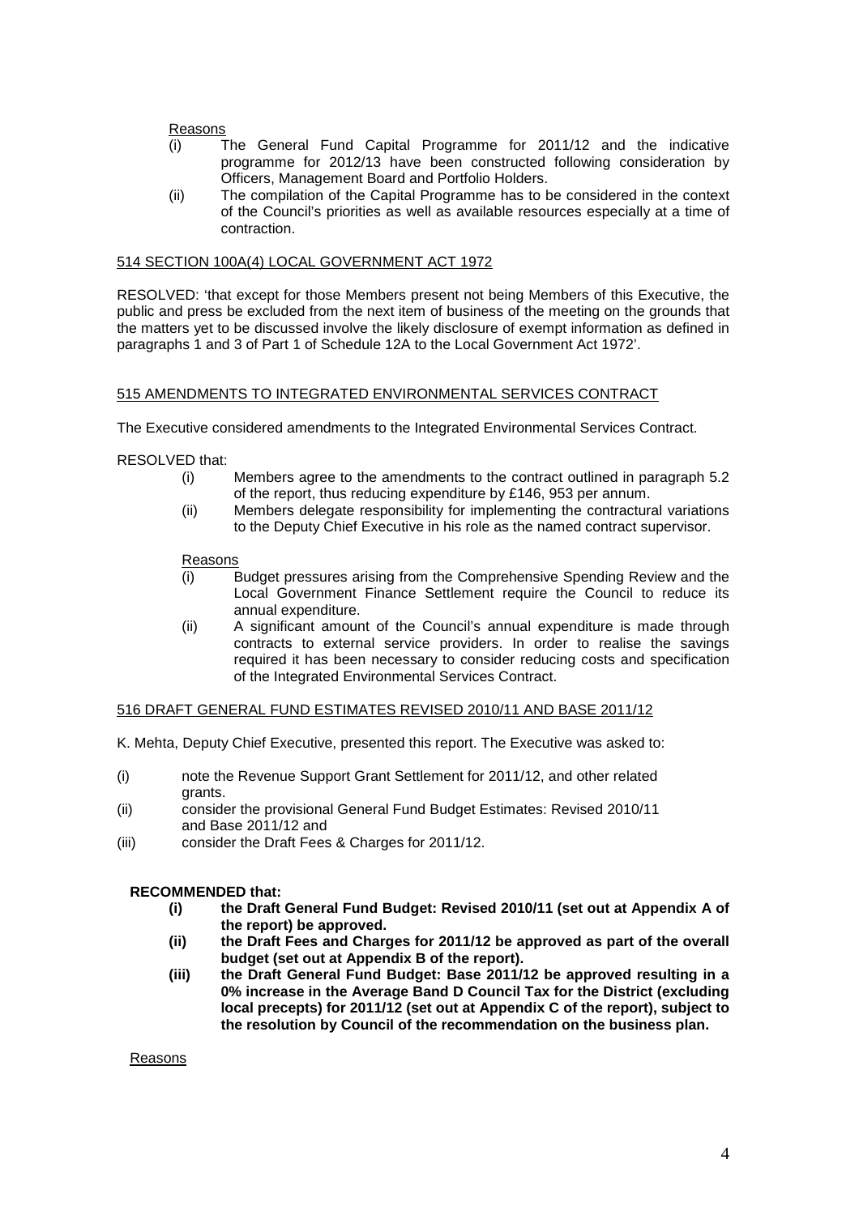Reasons

(i) The General Fund Capital Programme for 2011/12 and the indicative programme for 2012/13 have been constructed following consideration by Officers, Management Board and Portfolio Holders.
(ii) The compilation of the Capital Programme has to be considered in the context of the Council's priorities as well as available resources especially at a time of contraction.

514 SECTION 100A(4) LOCAL GOVERNMENT ACT 1972

RESOLVED: 'that except for those Members present not being Members of this Executive, the public and press be excluded from the next item of business of the meeting on the grounds that the matters yet to be discussed involve the likely disclosure of exempt information as defined in paragraphs 1 and 3 of Part 1 of Schedule 12A to the Local Government Act 1972'.

515 AMENDMENTS TO INTEGRATED ENVIRONMENTAL SERVICES CONTRACT

The Executive considered amendments to the Integrated Environmental Services Contract.

RESOLVED that:

(i) Members agree to the amendments to the contract outlined in paragraph 5.2 of the report, thus reducing expenditure by £146, 953 per annum.
(ii) Members delegate responsibility for implementing the contractural variations to the Deputy Chief Executive in his role as the named contract supervisor.

Reasons

(i) Budget pressures arising from the Comprehensive Spending Review and the Local Government Finance Settlement require the Council to reduce its annual expenditure.
(ii) A significant amount of the Council's annual expenditure is made through contracts to external service providers. In order to realise the savings required it has been necessary to consider reducing costs and specification of the Integrated Environmental Services Contract.

516 DRAFT GENERAL FUND ESTIMATES REVISED 2010/11 AND BASE 2011/12

K. Mehta, Deputy Chief Executive, presented this report. The Executive was asked to:

(i) note the Revenue Support Grant Settlement for 2011/12, and other related grants.
(ii) consider the provisional General Fund Budget Estimates: Revised 2010/11 and Base 2011/12 and
(iii) consider the Draft Fees & Charges for 2011/12.

**RECOMMENDED that:**

**(i) the Draft General Fund Budget: Revised 2010/11 (set out at Appendix A of the report) be approved.**
**(ii) the Draft Fees and Charges for 2011/12 be approved as part of the overall budget (set out at Appendix B of the report).**
**(iii) the Draft General Fund Budget: Base 2011/12 be approved resulting in a 0% increase in the Average Band D Council Tax for the District (excluding local precepts) for 2011/12 (set out at Appendix C of the report), subject to the resolution by Council of the recommendation on the business plan.**

Reasons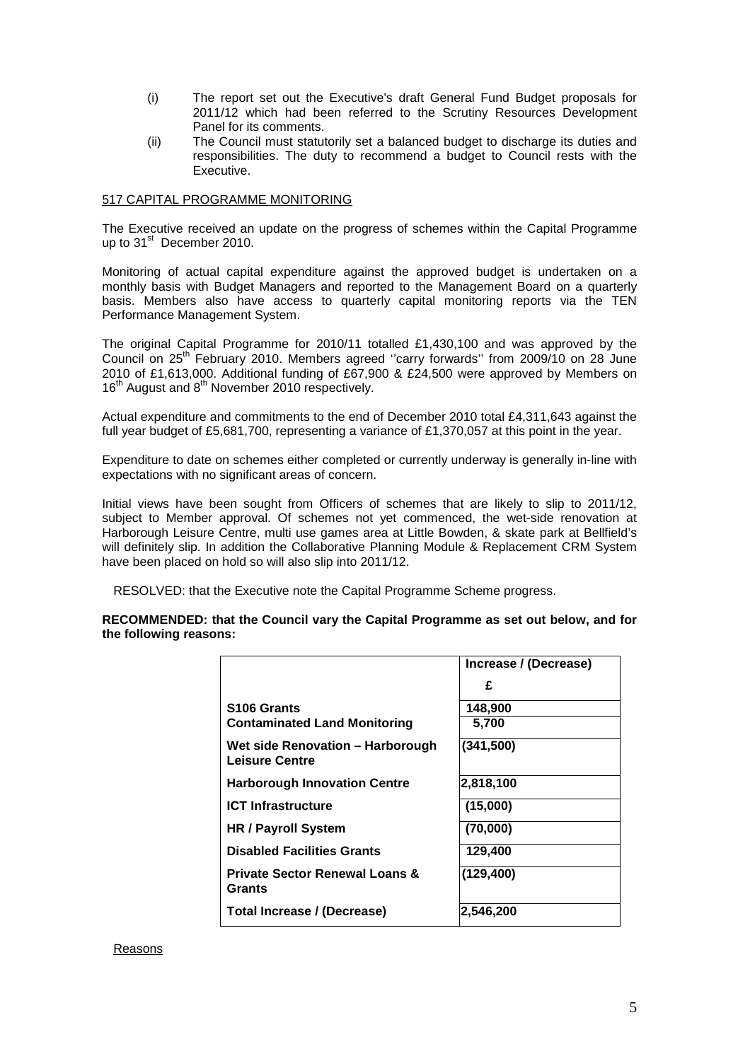(i) The report set out the Executive's draft General Fund Budget proposals for 2011/12 which had been referred to the Scrutiny Resources Development Panel for its comments.

(ii) The Council must statutorily set a balanced budget to discharge its duties and responsibilities. The duty to recommend a budget to Council rests with the Executive.

517 CAPITAL PROGRAMME MONITORING

The Executive received an update on the progress of schemes within the Capital Programme up to 31st December 2010.

Monitoring of actual capital expenditure against the approved budget is undertaken on a monthly basis with Budget Managers and reported to the Management Board on a quarterly basis. Members also have access to quarterly capital monitoring reports via the TEN Performance Management System.

The original Capital Programme for 2010/11 totalled £1,430,100 and was approved by the Council on 25th February 2010. Members agreed ''carry forwards'' from 2009/10 on 28 June 2010 of £1,613,000. Additional funding of £67,900 & £24,500 were approved by Members on 16th August and 8th November 2010 respectively.

Actual expenditure and commitments to the end of December 2010 total £4,311,643 against the full year budget of £5,681,700, representing a variance of £1,370,057 at this point in the year.

Expenditure to date on schemes either completed or currently underway is generally in-line with expectations with no significant areas of concern.

Initial views have been sought from Officers of schemes that are likely to slip to 2011/12, subject to Member approval. Of schemes not yet commenced, the wet-side renovation at Harborough Leisure Centre, multi use games area at Little Bowden, & skate park at Bellfield's will definitely slip. In addition the Collaborative Planning Module & Replacement CRM System have been placed on hold so will also slip into 2011/12.

RESOLVED: that the Executive note the Capital Programme Scheme progress.

**RECOMMENDED: that the Council vary the Capital Programme as set out below, and for the following reasons:**

| | Increase / (Decrease) |
|---|---|
| | £ |
| **S106 Grants** | 148,900 |
| **Contaminated Land Monitoring** | 5,700 |
| **Wet side Renovation – Harborough Leisure Centre** | (341,500) |
| **Harborough Innovation Centre** | 2,818,100 |
| **ICT Infrastructure** | (15,000) |
| **HR / Payroll System** | (70,000) |
| **Disabled Facilities Grants** | 129,400 |
| **Private Sector Renewal Loans & Grants** | (129,400) |
| **Total Increase / (Decrease)** | 2,546,200 |

Reasons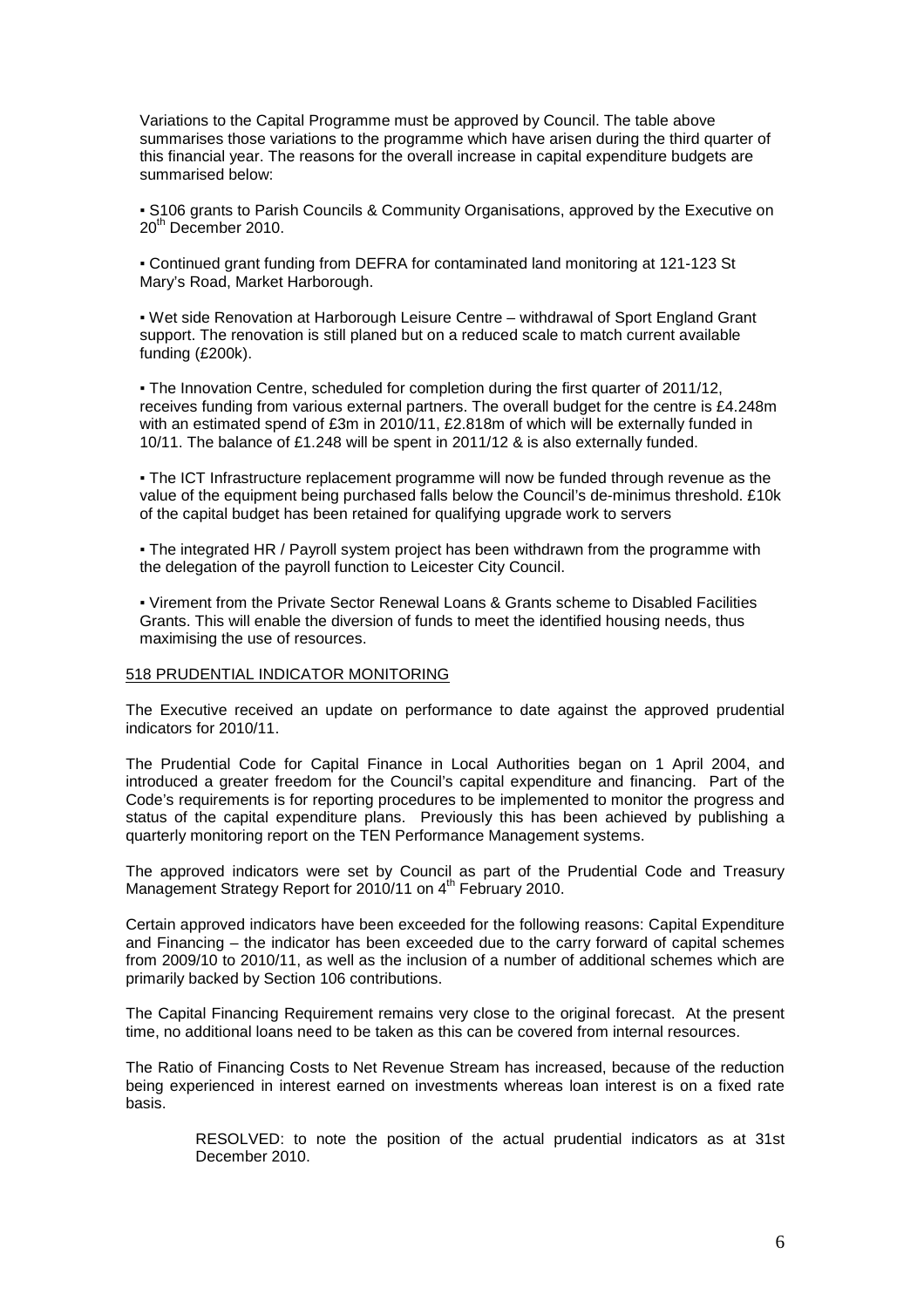Variations to the Capital Programme must be approved by Council. The table above summarises those variations to the programme which have arisen during the third quarter of this financial year. The reasons for the overall increase in capital expenditure budgets are summarised below:

- S106 grants to Parish Councils & Community Organisations, approved by the Executive on 20th December 2010.

- Continued grant funding from DEFRA for contaminated land monitoring at 121-123 St Mary's Road, Market Harborough.

- Wet side Renovation at Harborough Leisure Centre – withdrawal of Sport England Grant support. The renovation is still planed but on a reduced scale to match current available funding (£200k).

- The Innovation Centre, scheduled for completion during the first quarter of 2011/12, receives funding from various external partners. The overall budget for the centre is £4.248m with an estimated spend of £3m in 2010/11, £2.818m of which will be externally funded in 10/11. The balance of £1.248 will be spent in 2011/12 & is also externally funded.

- The ICT Infrastructure replacement programme will now be funded through revenue as the value of the equipment being purchased falls below the Council's de-minimus threshold. £10k of the capital budget has been retained for qualifying upgrade work to servers

- The integrated HR / Payroll system project has been withdrawn from the programme with the delegation of the payroll function to Leicester City Council.

- Virement from the Private Sector Renewal Loans & Grants scheme to Disabled Facilities Grants. This will enable the diversion of funds to meet the identified housing needs, thus maximising the use of resources.

## 518 PRUDENTIAL INDICATOR MONITORING

The Executive received an update on performance to date against the approved prudential indicators for 2010/11.

The Prudential Code for Capital Finance in Local Authorities began on 1 April 2004, and introduced a greater freedom for the Council's capital expenditure and financing. Part of the Code's requirements is for reporting procedures to be implemented to monitor the progress and status of the capital expenditure plans. Previously this has been achieved by publishing a quarterly monitoring report on the TEN Performance Management systems.

The approved indicators were set by Council as part of the Prudential Code and Treasury Management Strategy Report for 2010/11 on 4th February 2010.

Certain approved indicators have been exceeded for the following reasons: Capital Expenditure and Financing – the indicator has been exceeded due to the carry forward of capital schemes from 2009/10 to 2010/11, as well as the inclusion of a number of additional schemes which are primarily backed by Section 106 contributions.

The Capital Financing Requirement remains very close to the original forecast. At the present time, no additional loans need to be taken as this can be covered from internal resources.

The Ratio of Financing Costs to Net Revenue Stream has increased, because of the reduction being experienced in interest earned on investments whereas loan interest is on a fixed rate basis.

> RESOLVED: to note the position of the actual prudential indicators as at 31st December 2010.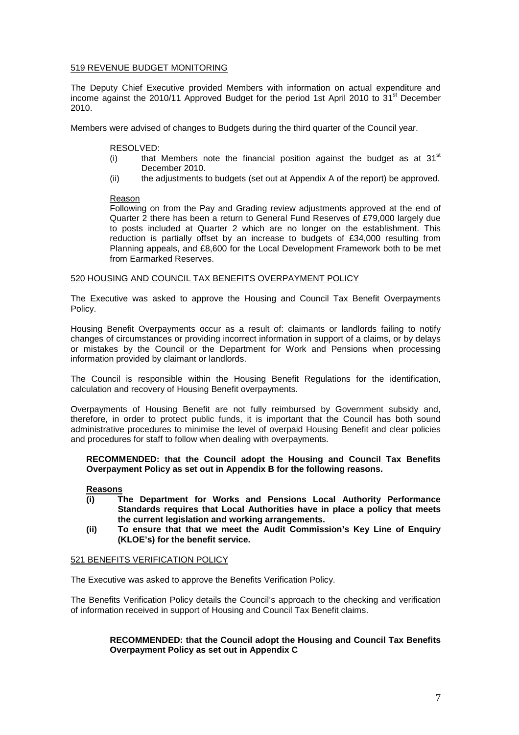## 519 REVENUE BUDGET MONITORING

The Deputy Chief Executive provided Members with information on actual expenditure and income against the 2010/11 Approved Budget for the period 1st April 2010 to 31st December 2010.

Members were advised of changes to Budgets during the third quarter of the Council year.

RESOLVED:

(i) that Members note the financial position against the budget as at 31st December 2010.

(ii) the adjustments to budgets (set out at Appendix A of the report) be approved.

Reason

Following on from the Pay and Grading review adjustments approved at the end of Quarter 2 there has been a return to General Fund Reserves of £79,000 largely due to posts included at Quarter 2 which are no longer on the establishment. This reduction is partially offset by an increase to budgets of £34,000 resulting from Planning appeals, and £8,600 for the Local Development Framework both to be met from Earmarked Reserves.

## 520 HOUSING AND COUNCIL TAX BENEFITS OVERPAYMENT POLICY

The Executive was asked to approve the Housing and Council Tax Benefit Overpayments Policy.

Housing Benefit Overpayments occur as a result of: claimants or landlords failing to notify changes of circumstances or providing incorrect information in support of a claims, or by delays or mistakes by the Council or the Department for Work and Pensions when processing information provided by claimant or landlords.

The Council is responsible within the Housing Benefit Regulations for the identification, calculation and recovery of Housing Benefit overpayments.

Overpayments of Housing Benefit are not fully reimbursed by Government subsidy and, therefore, in order to protect public funds, it is important that the Council has both sound administrative procedures to minimise the level of overpaid Housing Benefit and clear policies and procedures for staff to follow when dealing with overpayments.

**RECOMMENDED: that the Council adopt the Housing and Council Tax Benefits Overpayment Policy as set out in Appendix B for the following reasons.**

**Reasons**

**(i) The Department for Works and Pensions Local Authority Performance Standards requires that Local Authorities have in place a policy that meets the current legislation and working arrangements.**

**(ii) To ensure that that we meet the Audit Commission's Key Line of Enquiry (KLOE's) for the benefit service.**

## 521 BENEFITS VERIFICATION POLICY

The Executive was asked to approve the Benefits Verification Policy.

The Benefits Verification Policy details the Council's approach to the checking and verification of information received in support of Housing and Council Tax Benefit claims.

**RECOMMENDED: that the Council adopt the Housing and Council Tax Benefits Overpayment Policy as set out in Appendix C**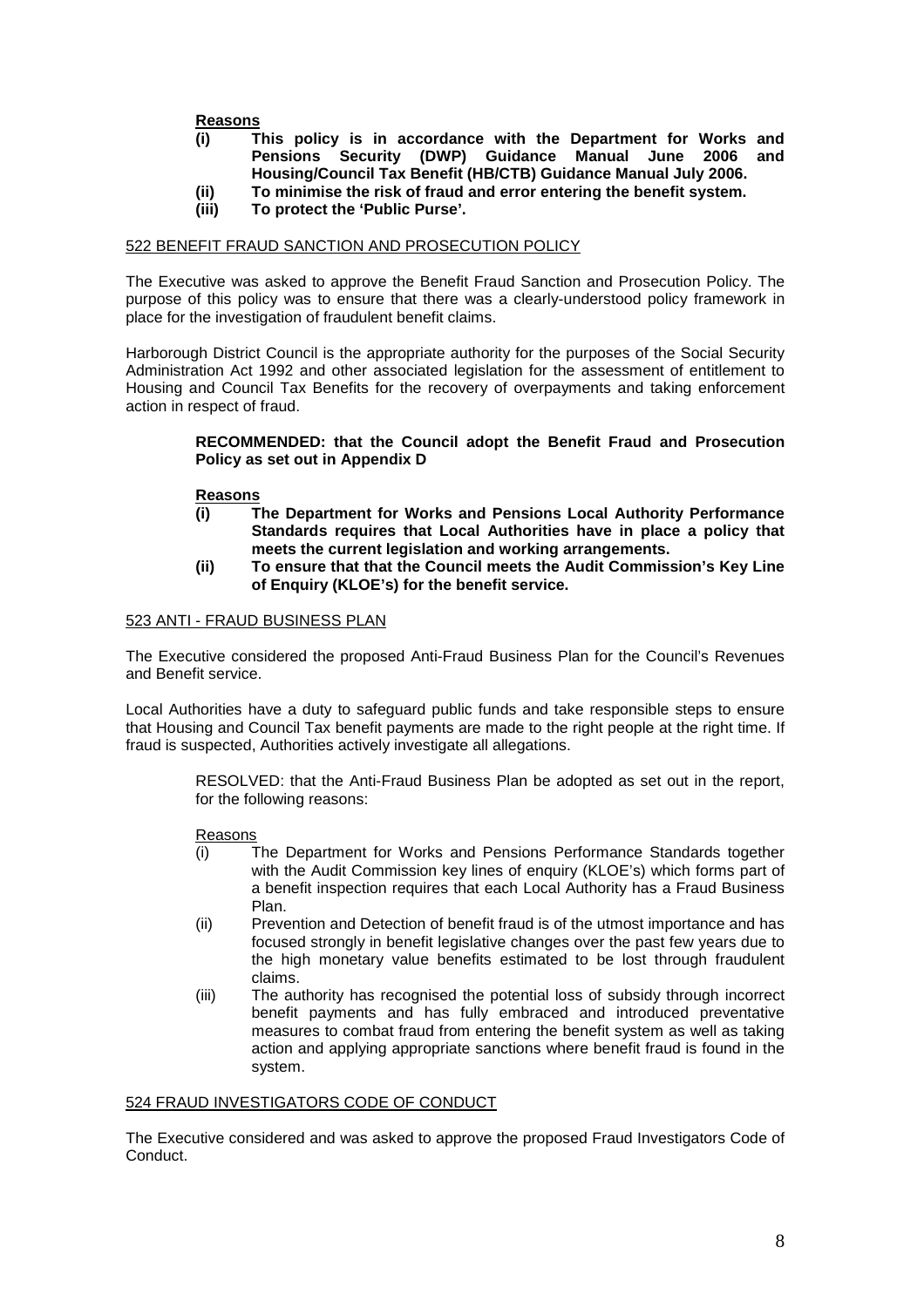**Reasons**

**(i) This policy is in accordance with the Department for Works and Pensions Security (DWP) Guidance Manual June 2006 and Housing/Council Tax Benefit (HB/CTB) Guidance Manual July 2006.**

**(ii) To minimise the risk of fraud and error entering the benefit system.**

**(iii) To protect the 'Public Purse'.**

522 BENEFIT FRAUD SANCTION AND PROSECUTION POLICY

The Executive was asked to approve the Benefit Fraud Sanction and Prosecution Policy. The purpose of this policy was to ensure that there was a clearly-understood policy framework in place for the investigation of fraudulent benefit claims.

Harborough District Council is the appropriate authority for the purposes of the Social Security Administration Act 1992 and other associated legislation for the assessment of entitlement to Housing and Council Tax Benefits for the recovery of overpayments and taking enforcement action in respect of fraud.

**RECOMMENDED: that the Council adopt the Benefit Fraud and Prosecution Policy as set out in Appendix D**

**Reasons**

**(i) The Department for Works and Pensions Local Authority Performance Standards requires that Local Authorities have in place a policy that meets the current legislation and working arrangements.**

**(ii) To ensure that that the Council meets the Audit Commission's Key Line of Enquiry (KLOE's) for the benefit service.**

523 ANTI - FRAUD BUSINESS PLAN

The Executive considered the proposed Anti-Fraud Business Plan for the Council's Revenues and Benefit service.

Local Authorities have a duty to safeguard public funds and take responsible steps to ensure that Housing and Council Tax benefit payments are made to the right people at the right time. If fraud is suspected, Authorities actively investigate all allegations.

RESOLVED: that the Anti-Fraud Business Plan be adopted as set out in the report, for the following reasons:

Reasons

(i) The Department for Works and Pensions Performance Standards together with the Audit Commission key lines of enquiry (KLOE's) which forms part of a benefit inspection requires that each Local Authority has a Fraud Business Plan.

(ii) Prevention and Detection of benefit fraud is of the utmost importance and has focused strongly in benefit legislative changes over the past few years due to the high monetary value benefits estimated to be lost through fraudulent claims.

(iii) The authority has recognised the potential loss of subsidy through incorrect benefit payments and has fully embraced and introduced preventative measures to combat fraud from entering the benefit system as well as taking action and applying appropriate sanctions where benefit fraud is found in the system.

524 FRAUD INVESTIGATORS CODE OF CONDUCT

The Executive considered and was asked to approve the proposed Fraud Investigators Code of Conduct.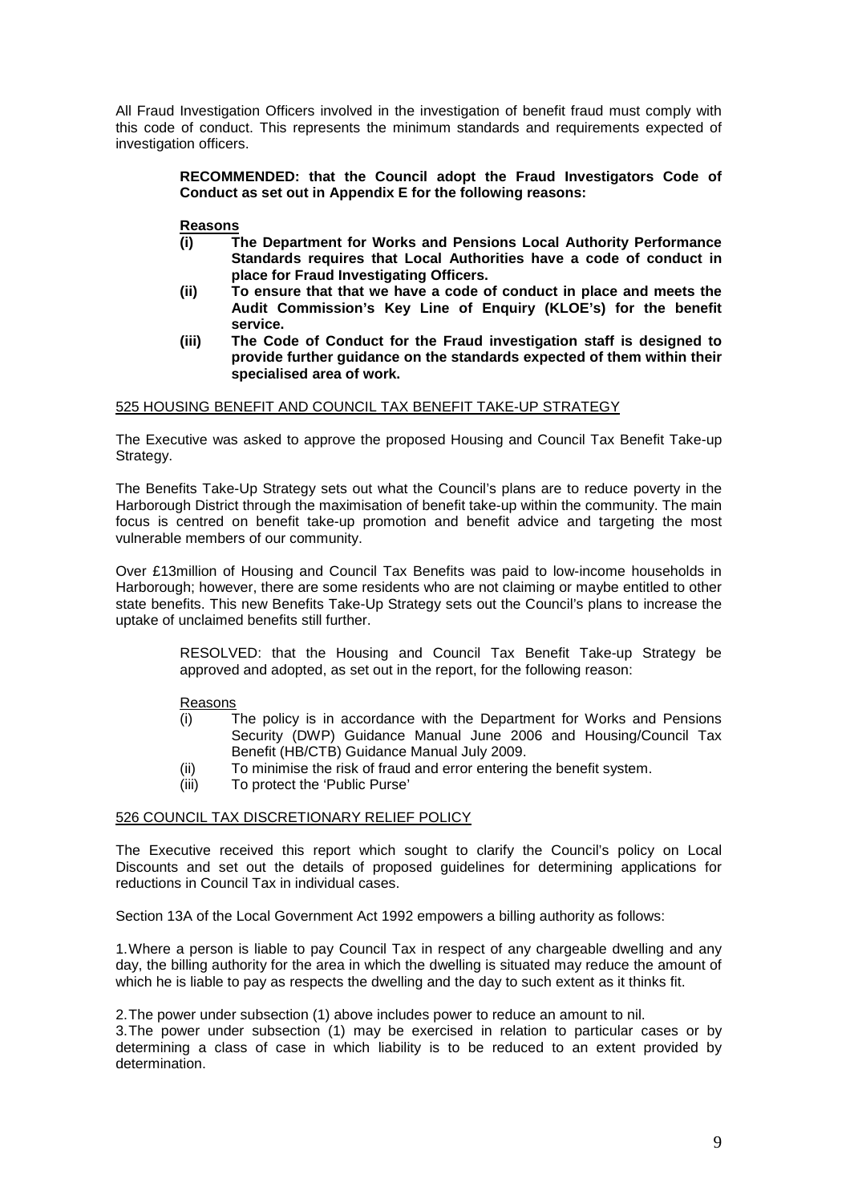All Fraud Investigation Officers involved in the investigation of benefit fraud must comply with this code of conduct. This represents the minimum standards and requirements expected of investigation officers.

> **RECOMMENDED: that the Council adopt the Fraud Investigators Code of Conduct as set out in Appendix E for the following reasons:**
>
> **Reasons**
>
> **(i) The Department for Works and Pensions Local Authority Performance Standards requires that Local Authorities have a code of conduct in place for Fraud Investigating Officers.**
>
> **(ii) To ensure that that we have a code of conduct in place and meets the Audit Commission's Key Line of Enquiry (KLOE's) for the benefit service.**
>
> **(iii) The Code of Conduct for the Fraud investigation staff is designed to provide further guidance on the standards expected of them within their specialised area of work.**

## 525 HOUSING BENEFIT AND COUNCIL TAX BENEFIT TAKE-UP STRATEGY

The Executive was asked to approve the proposed Housing and Council Tax Benefit Take-up Strategy.

The Benefits Take-Up Strategy sets out what the Council's plans are to reduce poverty in the Harborough District through the maximisation of benefit take-up within the community. The main focus is centred on benefit take-up promotion and benefit advice and targeting the most vulnerable members of our community.

Over £13million of Housing and Council Tax Benefits was paid to low-income households in Harborough; however, there are some residents who are not claiming or maybe entitled to other state benefits. This new Benefits Take-Up Strategy sets out the Council's plans to increase the uptake of unclaimed benefits still further.

> RESOLVED: that the Housing and Council Tax Benefit Take-up Strategy be approved and adopted, as set out in the report, for the following reason:
>
> Reasons
>
> (i) The policy is in accordance with the Department for Works and Pensions Security (DWP) Guidance Manual June 2006 and Housing/Council Tax Benefit (HB/CTB) Guidance Manual July 2009.
>
> (ii) To minimise the risk of fraud and error entering the benefit system.
>
> (iii) To protect the 'Public Purse'

## 526 COUNCIL TAX DISCRETIONARY RELIEF POLICY

The Executive received this report which sought to clarify the Council's policy on Local Discounts and set out the details of proposed guidelines for determining applications for reductions in Council Tax in individual cases.

Section 13A of the Local Government Act 1992 empowers a billing authority as follows:

1. Where a person is liable to pay Council Tax in respect of any chargeable dwelling and any day, the billing authority for the area in which the dwelling is situated may reduce the amount of which he is liable to pay as respects the dwelling and the day to such extent as it thinks fit.

2. The power under subsection (1) above includes power to reduce an amount to nil.

3. The power under subsection (1) may be exercised in relation to particular cases or by determining a class of case in which liability is to be reduced to an extent provided by determination.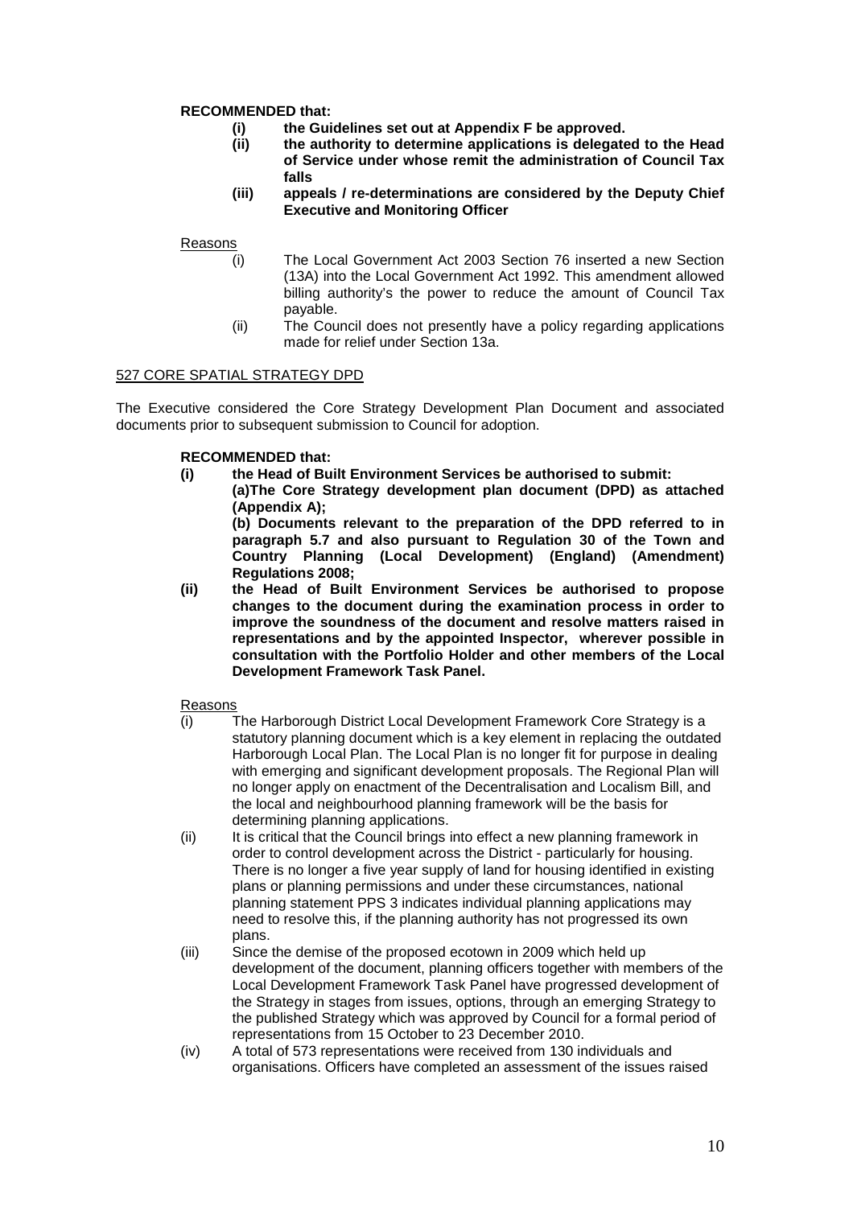**RECOMMENDED that:**

- **(i) the Guidelines set out at Appendix F be approved.**
- **(ii) the authority to determine applications is delegated to the Head of Service under whose remit the administration of Council Tax falls**
- **(iii) appeals / re-determinations are considered by the Deputy Chief Executive and Monitoring Officer**

Reasons

- (i) The Local Government Act 2003 Section 76 inserted a new Section (13A) into the Local Government Act 1992. This amendment allowed billing authority's the power to reduce the amount of Council Tax payable.
- (ii) The Council does not presently have a policy regarding applications made for relief under Section 13a.

527 CORE SPATIAL STRATEGY DPD

The Executive considered the Core Strategy Development Plan Document and associated documents prior to subsequent submission to Council for adoption.

**RECOMMENDED that:**

**(i) the Head of Built Environment Services be authorised to submit:**

**(a)The Core Strategy development plan document (DPD) as attached (Appendix A);**

**(b) Documents relevant to the preparation of the DPD referred to in paragraph 5.7 and also pursuant to Regulation 30 of the Town and Country Planning (Local Development) (England) (Amendment) Regulations 2008;**

**(ii) the Head of Built Environment Services be authorised to propose changes to the document during the examination process in order to improve the soundness of the document and resolve matters raised in representations and by the appointed Inspector, wherever possible in consultation with the Portfolio Holder and other members of the Local Development Framework Task Panel.**

Reasons

- (i) The Harborough District Local Development Framework Core Strategy is a statutory planning document which is a key element in replacing the outdated Harborough Local Plan. The Local Plan is no longer fit for purpose in dealing with emerging and significant development proposals. The Regional Plan will no longer apply on enactment of the Decentralisation and Localism Bill, and the local and neighbourhood planning framework will be the basis for determining planning applications.
- (ii) It is critical that the Council brings into effect a new planning framework in order to control development across the District - particularly for housing. There is no longer a five year supply of land for housing identified in existing plans or planning permissions and under these circumstances, national planning statement PPS 3 indicates individual planning applications may need to resolve this, if the planning authority has not progressed its own plans.
- (iii) Since the demise of the proposed ecotown in 2009 which held up development of the document, planning officers together with members of the Local Development Framework Task Panel have progressed development of the Strategy in stages from issues, options, through an emerging Strategy to the published Strategy which was approved by Council for a formal period of representations from 15 October to 23 December 2010.
- (iv) A total of 573 representations were received from 130 individuals and organisations. Officers have completed an assessment of the issues raised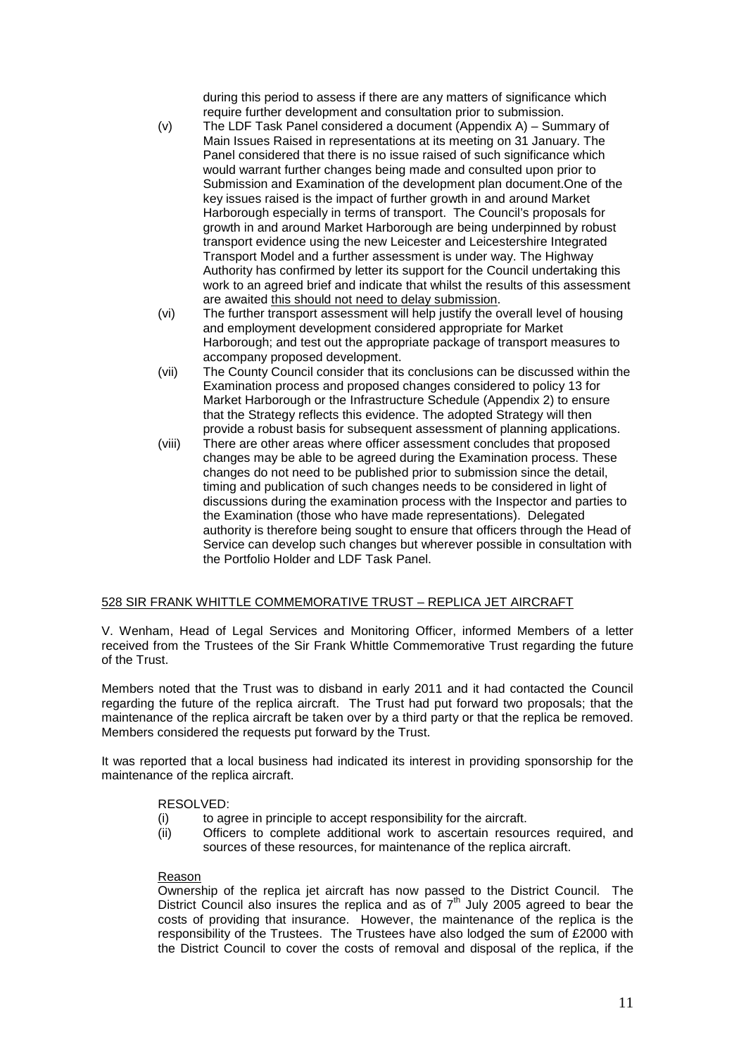during this period to assess if there are any matters of significance which require further development and consultation prior to submission.

(v) The LDF Task Panel considered a document (Appendix A) – Summary of Main Issues Raised in representations at its meeting on 31 January. The Panel considered that there is no issue raised of such significance which would warrant further changes being made and consulted upon prior to Submission and Examination of the development plan document.One of the key issues raised is the impact of further growth in and around Market Harborough especially in terms of transport. The Council's proposals for growth in and around Market Harborough are being underpinned by robust transport evidence using the new Leicester and Leicestershire Integrated Transport Model and a further assessment is under way. The Highway Authority has confirmed by letter its support for the Council undertaking this work to an agreed brief and indicate that whilst the results of this assessment are awaited this should not need to delay submission.

(vi) The further transport assessment will help justify the overall level of housing and employment development considered appropriate for Market Harborough; and test out the appropriate package of transport measures to accompany proposed development.

(vii) The County Council consider that its conclusions can be discussed within the Examination process and proposed changes considered to policy 13 for Market Harborough or the Infrastructure Schedule (Appendix 2) to ensure that the Strategy reflects this evidence. The adopted Strategy will then provide a robust basis for subsequent assessment of planning applications.

(viii) There are other areas where officer assessment concludes that proposed changes may be able to be agreed during the Examination process. These changes do not need to be published prior to submission since the detail, timing and publication of such changes needs to be considered in light of discussions during the examination process with the Inspector and parties to the Examination (those who have made representations). Delegated authority is therefore being sought to ensure that officers through the Head of Service can develop such changes but wherever possible in consultation with the Portfolio Holder and LDF Task Panel.

## 528 SIR FRANK WHITTLE COMMEMORATIVE TRUST – REPLICA JET AIRCRAFT

V. Wenham, Head of Legal Services and Monitoring Officer, informed Members of a letter received from the Trustees of the Sir Frank Whittle Commemorative Trust regarding the future of the Trust.

Members noted that the Trust was to disband in early 2011 and it had contacted the Council regarding the future of the replica aircraft. The Trust had put forward two proposals; that the maintenance of the replica aircraft be taken over by a third party or that the replica be removed. Members considered the requests put forward by the Trust.

It was reported that a local business had indicated its interest in providing sponsorship for the maintenance of the replica aircraft.

RESOLVED:

(i) to agree in principle to accept responsibility for the aircraft.

(ii) Officers to complete additional work to ascertain resources required, and sources of these resources, for maintenance of the replica aircraft.

Reason

Ownership of the replica jet aircraft has now passed to the District Council. The District Council also insures the replica and as of 7th July 2005 agreed to bear the costs of providing that insurance. However, the maintenance of the replica is the responsibility of the Trustees. The Trustees have also lodged the sum of £2000 with the District Council to cover the costs of removal and disposal of the replica, if the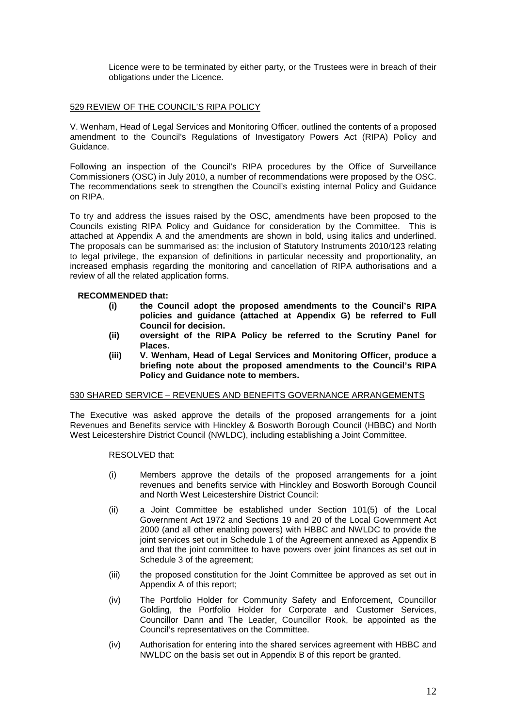Licence were to be terminated by either party, or the Trustees were in breach of their obligations under the Licence.

## 529 REVIEW OF THE COUNCIL'S RIPA POLICY

V. Wenham, Head of Legal Services and Monitoring Officer, outlined the contents of a proposed amendment to the Council's Regulations of Investigatory Powers Act (RIPA) Policy and Guidance.

Following an inspection of the Council's RIPA procedures by the Office of Surveillance Commissioners (OSC) in July 2010, a number of recommendations were proposed by the OSC. The recommendations seek to strengthen the Council's existing internal Policy and Guidance on RIPA.

To try and address the issues raised by the OSC, amendments have been proposed to the Councils existing RIPA Policy and Guidance for consideration by the Committee. This is attached at Appendix A and the amendments are shown in bold, using italics and underlined. The proposals can be summarised as: the inclusion of Statutory Instruments 2010/123 relating to legal privilege, the expansion of definitions in particular necessity and proportionality, an increased emphasis regarding the monitoring and cancellation of RIPA authorisations and a review of all the related application forms.

**RECOMMENDED that:**

- **(i) the Council adopt the proposed amendments to the Council's RIPA policies and guidance (attached at Appendix G) be referred to Full Council for decision.**
- **(ii) oversight of the RIPA Policy be referred to the Scrutiny Panel for Places.**
- **(iii) V. Wenham, Head of Legal Services and Monitoring Officer, produce a briefing note about the proposed amendments to the Council's RIPA Policy and Guidance note to members.**

## 530 SHARED SERVICE – REVENUES AND BENEFITS GOVERNANCE ARRANGEMENTS

The Executive was asked approve the details of the proposed arrangements for a joint Revenues and Benefits service with Hinckley & Bosworth Borough Council (HBBC) and North West Leicestershire District Council (NWLDC), including establishing a Joint Committee.

RESOLVED that:

- (i) Members approve the details of the proposed arrangements for a joint revenues and benefits service with Hinckley and Bosworth Borough Council and North West Leicestershire District Council:
- (ii) a Joint Committee be established under Section 101(5) of the Local Government Act 1972 and Sections 19 and 20 of the Local Government Act 2000 (and all other enabling powers) with HBBC and NWLDC to provide the joint services set out in Schedule 1 of the Agreement annexed as Appendix B and that the joint committee to have powers over joint finances as set out in Schedule 3 of the agreement;
- (iii) the proposed constitution for the Joint Committee be approved as set out in Appendix A of this report;
- (iv) The Portfolio Holder for Community Safety and Enforcement, Councillor Golding, the Portfolio Holder for Corporate and Customer Services, Councillor Dann and The Leader, Councillor Rook, be appointed as the Council's representatives on the Committee.
- (iv) Authorisation for entering into the shared services agreement with HBBC and NWLDC on the basis set out in Appendix B of this report be granted.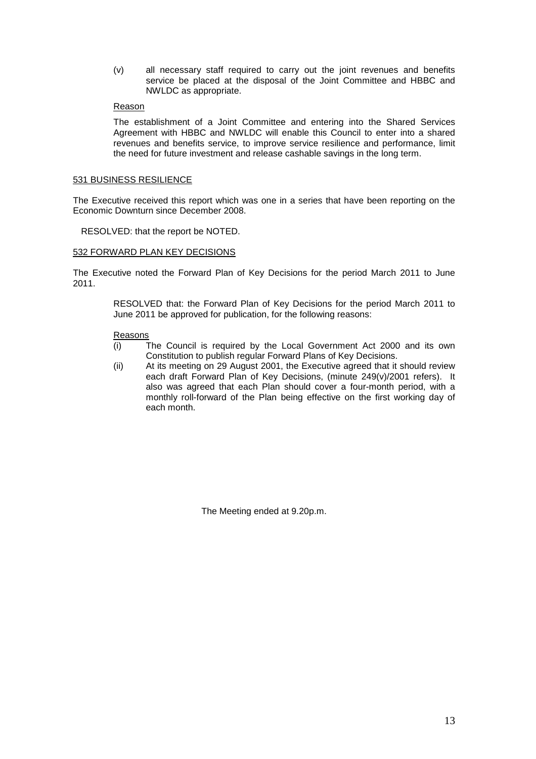(v) all necessary staff required to carry out the joint revenues and benefits service be placed at the disposal of the Joint Committee and HBBC and NWLDC as appropriate.

Reason

The establishment of a Joint Committee and entering into the Shared Services Agreement with HBBC and NWLDC will enable this Council to enter into a shared revenues and benefits service, to improve service resilience and performance, limit the need for future investment and release cashable savings in the long term.

## 531 BUSINESS RESILIENCE

The Executive received this report which was one in a series that have been reporting on the Economic Downturn since December 2008.

RESOLVED: that the report be NOTED.

## 532 FORWARD PLAN KEY DECISIONS

The Executive noted the Forward Plan of Key Decisions for the period March 2011 to June 2011.

RESOLVED that: the Forward Plan of Key Decisions for the period March 2011 to June 2011 be approved for publication, for the following reasons:

Reasons

(i) The Council is required by the Local Government Act 2000 and its own Constitution to publish regular Forward Plans of Key Decisions.

(ii) At its meeting on 29 August 2001, the Executive agreed that it should review each draft Forward Plan of Key Decisions, (minute 249(v)/2001 refers). It also was agreed that each Plan should cover a four-month period, with a monthly roll-forward of the Plan being effective on the first working day of each month.

The Meeting ended at 9.20p.m.